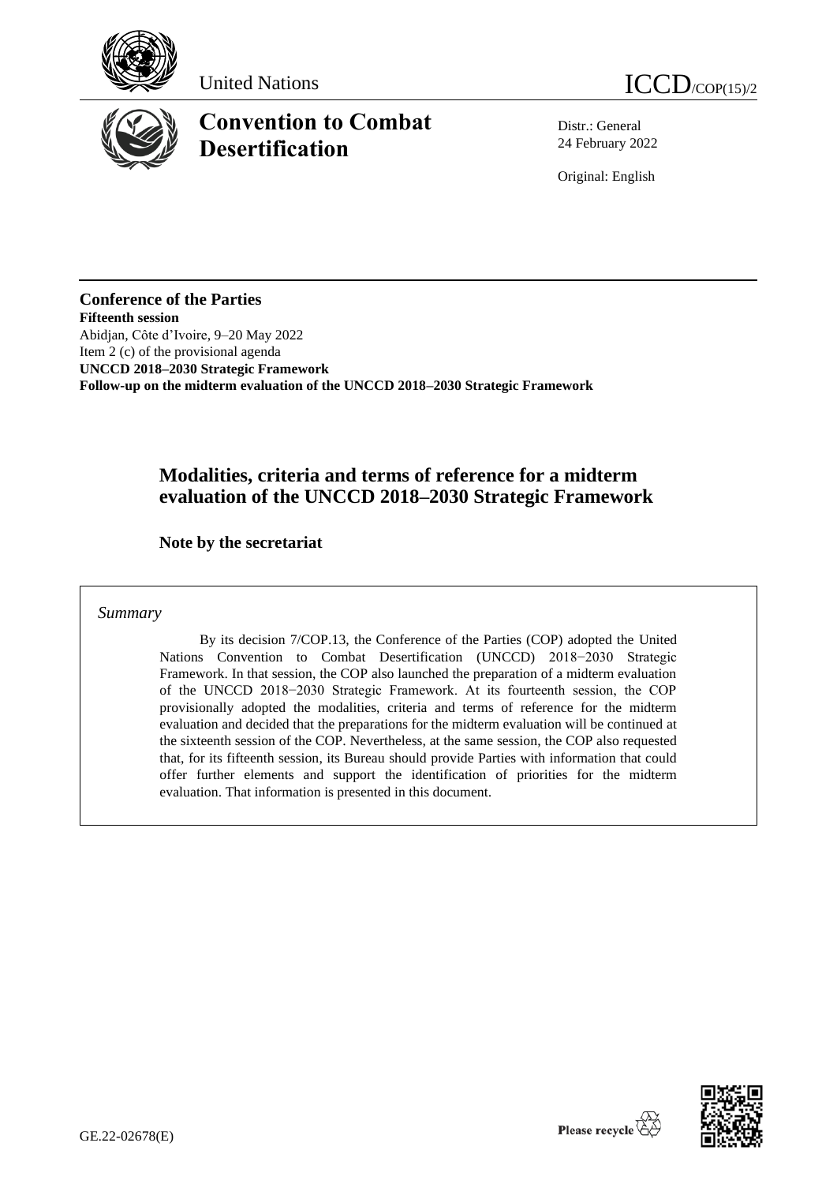United Nations

ICCD/COP(15)/2

# Convention to Combat Desertification

Distr.: General
24 February 2022

Original: English

**Conference of the Parties**
**Fifteenth session**
Abidjan, Côte d'Ivoire, 9–20 May 2022
Item 2 (c) of the provisional agenda
**UNCCD 2018–2030 Strategic Framework**
**Follow-up on the midterm evaluation of the UNCCD 2018–2030 Strategic Framework**

## Modalities, criteria and terms of reference for a midterm evaluation of the UNCCD 2018–2030 Strategic Framework

### Note by the secretariat

*Summary*

By its decision 7/COP.13, the Conference of the Parties (COP) adopted the United Nations Convention to Combat Desertification (UNCCD) 2018−2030 Strategic Framework. In that session, the COP also launched the preparation of a midterm evaluation of the UNCCD 2018−2030 Strategic Framework. At its fourteenth session, the COP provisionally adopted the modalities, criteria and terms of reference for the midterm evaluation and decided that the preparations for the midterm evaluation will be continued at the sixteenth session of the COP. Nevertheless, at the same session, the COP also requested that, for its fifteenth session, its Bureau should provide Parties with information that could offer further elements and support the identification of priorities for the midterm evaluation. That information is presented in this document.

GE.22-02678(E)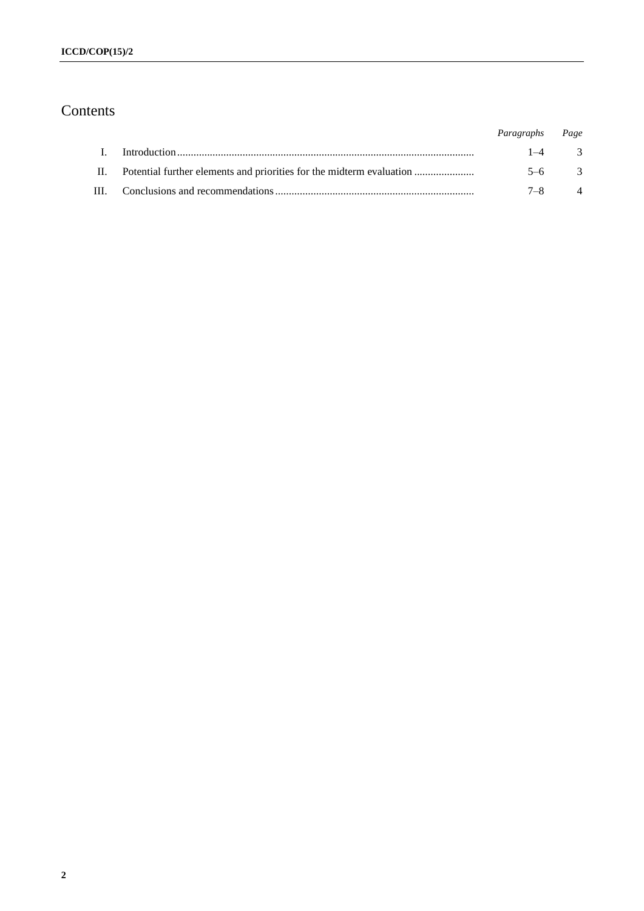# Contents

| | | *Paragraphs* | *Page* |
|---|---|---|---|
| I. | Introduction | 1–4 | 3 |
| II. | Potential further elements and priorities for the midterm evaluation | 5–6 | 3 |
| III. | Conclusions and recommendations | 7–8 | 4 |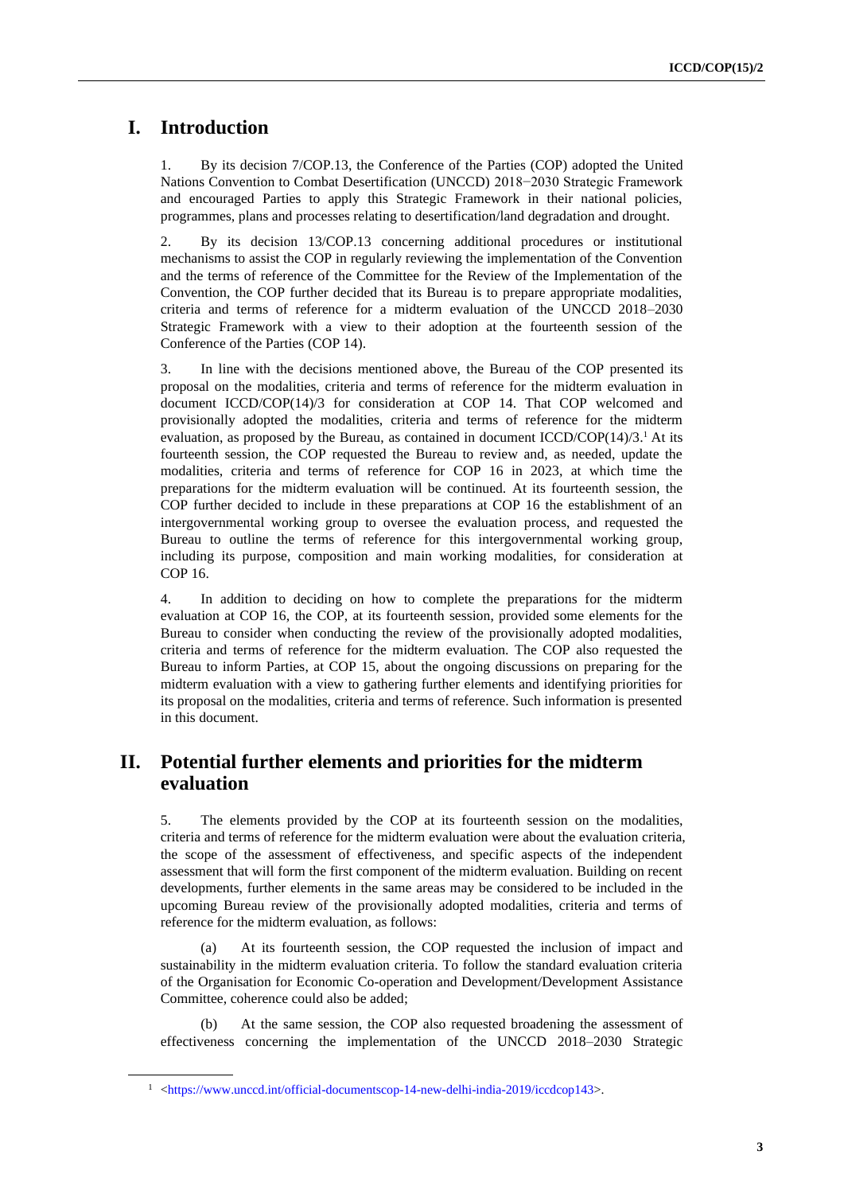# I. Introduction

1. By its decision 7/COP.13, the Conference of the Parties (COP) adopted the United Nations Convention to Combat Desertification (UNCCD) 2018−2030 Strategic Framework and encouraged Parties to apply this Strategic Framework in their national policies, programmes, plans and processes relating to desertification/land degradation and drought.

2. By its decision 13/COP.13 concerning additional procedures or institutional mechanisms to assist the COP in regularly reviewing the implementation of the Convention and the terms of reference of the Committee for the Review of the Implementation of the Convention, the COP further decided that its Bureau is to prepare appropriate modalities, criteria and terms of reference for a midterm evaluation of the UNCCD 2018–2030 Strategic Framework with a view to their adoption at the fourteenth session of the Conference of the Parties (COP 14).

3. In line with the decisions mentioned above, the Bureau of the COP presented its proposal on the modalities, criteria and terms of reference for the midterm evaluation in document ICCD/COP(14)/3 for consideration at COP 14. That COP welcomed and provisionally adopted the modalities, criteria and terms of reference for the midterm evaluation, as proposed by the Bureau, as contained in document ICCD/COP(14)/3.[1] At its fourteenth session, the COP requested the Bureau to review and, as needed, update the modalities, criteria and terms of reference for COP 16 in 2023, at which time the preparations for the midterm evaluation will be continued. At its fourteenth session, the COP further decided to include in these preparations at COP 16 the establishment of an intergovernmental working group to oversee the evaluation process, and requested the Bureau to outline the terms of reference for this intergovernmental working group, including its purpose, composition and main working modalities, for consideration at COP 16.

4. In addition to deciding on how to complete the preparations for the midterm evaluation at COP 16, the COP, at its fourteenth session, provided some elements for the Bureau to consider when conducting the review of the provisionally adopted modalities, criteria and terms of reference for the midterm evaluation. The COP also requested the Bureau to inform Parties, at COP 15, about the ongoing discussions on preparing for the midterm evaluation with a view to gathering further elements and identifying priorities for its proposal on the modalities, criteria and terms of reference. Such information is presented in this document.

# II. Potential further elements and priorities for the midterm evaluation

5. The elements provided by the COP at its fourteenth session on the modalities, criteria and terms of reference for the midterm evaluation were about the evaluation criteria, the scope of the assessment of effectiveness, and specific aspects of the independent assessment that will form the first component of the midterm evaluation. Building on recent developments, further elements in the same areas may be considered to be included in the upcoming Bureau review of the provisionally adopted modalities, criteria and terms of reference for the midterm evaluation, as follows:

(a) At its fourteenth session, the COP requested the inclusion of impact and sustainability in the midterm evaluation criteria. To follow the standard evaluation criteria of the Organisation for Economic Co-operation and Development/Development Assistance Committee, coherence could also be added;

(b) At the same session, the COP also requested broadening the assessment of effectiveness concerning the implementation of the UNCCD 2018–2030 Strategic

[1] <https://www.unccd.int/official-documentscop-14-new-delhi-india-2019/iccdcop143>.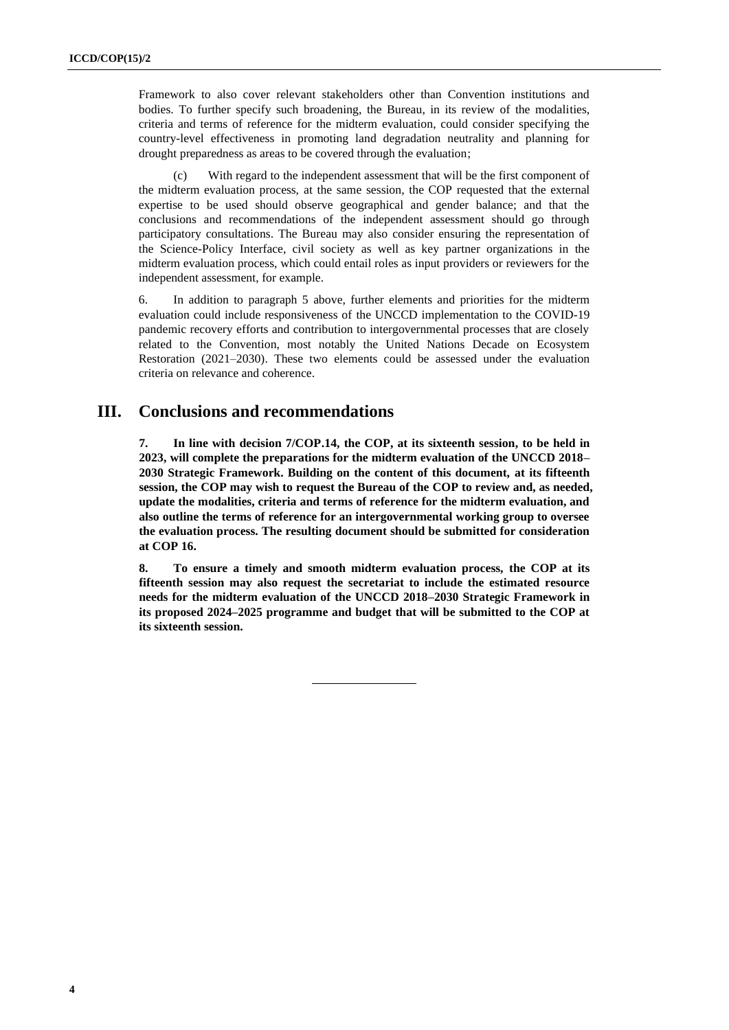Framework to also cover relevant stakeholders other than Convention institutions and bodies. To further specify such broadening, the Bureau, in its review of the modalities, criteria and terms of reference for the midterm evaluation, could consider specifying the country-level effectiveness in promoting land degradation neutrality and planning for drought preparedness as areas to be covered through the evaluation;

(c) With regard to the independent assessment that will be the first component of the midterm evaluation process, at the same session, the COP requested that the external expertise to be used should observe geographical and gender balance; and that the conclusions and recommendations of the independent assessment should go through participatory consultations. The Bureau may also consider ensuring the representation of the Science-Policy Interface, civil society as well as key partner organizations in the midterm evaluation process, which could entail roles as input providers or reviewers for the independent assessment, for example.

6. In addition to paragraph 5 above, further elements and priorities for the midterm evaluation could include responsiveness of the UNCCD implementation to the COVID-19 pandemic recovery efforts and contribution to intergovernmental processes that are closely related to the Convention, most notably the United Nations Decade on Ecosystem Restoration (2021–2030). These two elements could be assessed under the evaluation criteria on relevance and coherence.

# III. Conclusions and recommendations

**7. In line with decision 7/COP.14, the COP, at its sixteenth session, to be held in 2023, will complete the preparations for the midterm evaluation of the UNCCD 2018–2030 Strategic Framework. Building on the content of this document, at its fifteenth session, the COP may wish to request the Bureau of the COP to review and, as needed, update the modalities, criteria and terms of reference for the midterm evaluation, and also outline the terms of reference for an intergovernmental working group to oversee the evaluation process. The resulting document should be submitted for consideration at COP 16.**

**8. To ensure a timely and smooth midterm evaluation process, the COP at its fifteenth session may also request the secretariat to include the estimated resource needs for the midterm evaluation of the UNCCD 2018–2030 Strategic Framework in its proposed 2024–2025 programme and budget that will be submitted to the COP at its sixteenth session.**